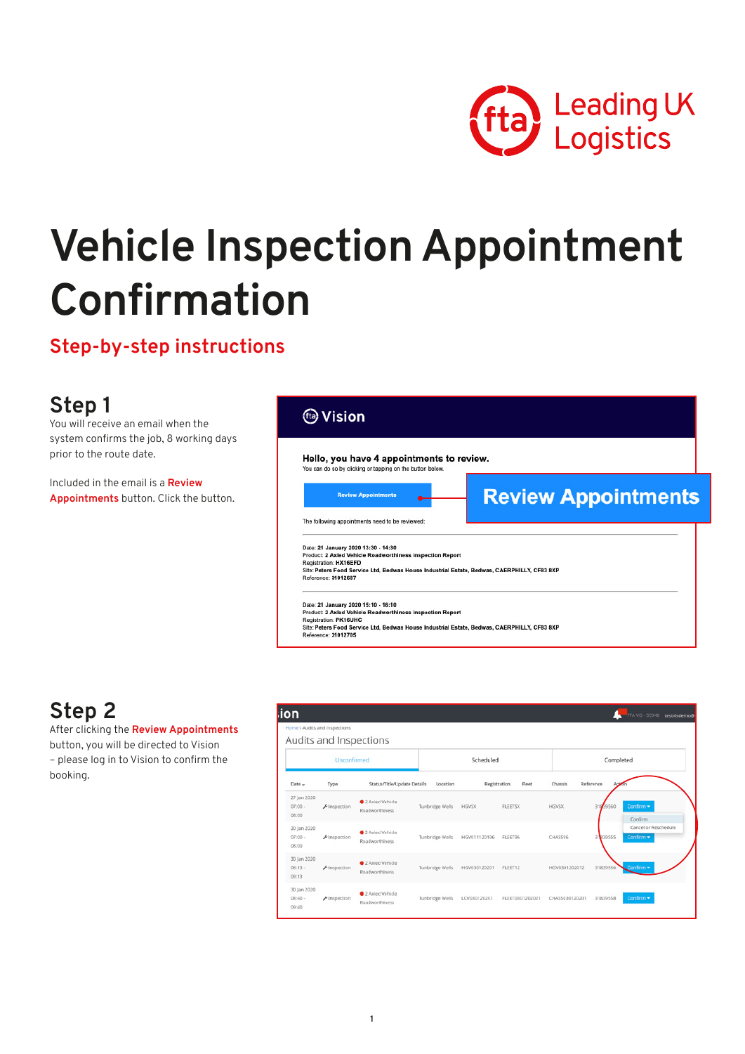# Vehicle Inspection Appointment Confirmation

## Step-by-step instructions

### Step 1

You will receive an email when the system confirms the job, 8 working days prior to the route date.

Included in the email is a **Review Appointments** button. Click the button.

Vision

**Hello, you have 4 appointments to review.**

You can do so by clicking or tapping on the button below.

Review Appointments

**Review Appointments**

The following appointments need to be reviewed:

Date: **21 January 2020 13:30 - 14:30**
Product: **2 Axled Vehicle Roadworthiness Inspection Report**
Registration: **HX16EFD**
Site: **Peters Food Service Ltd, Bedwas House Industrial Estate, Bedwas, CAERPHILLY, CF83 8XP**
Reference: **31012687**

Date: **21 January 2020 15:10 - 16:10**
Product: **2 Axled Vehicle Roadworthiness Inspection Report**
Registration: **PK16UHC**
Site: **Peters Food Service Ltd, Bedwas House Industrial Estate, Bedwas, CAERPHILLY, CF83 8XP**
Reference: **31012705**

### Step 2

After clicking the **Review Appointments** button, you will be directed to Vision – please log in to Vision to confirm the booking.

Home \ Audits and Inspections

Audits and Inspections

Unconfirmed | Scheduled | Completed

| Date | Type | Status/Title/Update Details | Location | Registration | Fleet | Chassis | Reference | Action |
|---|---|---|---|---|---|---|---|---|
| 27 Jan 2020 07:00 - 08:00 | Inspection | 2 Axled Vehicle Roadworthiness | Tunbridge Wells | HGVSX | FLEETSX | HGVSX | 31839560 | Confirm |
| 30 Jan 2020 07:00 - 08:00 | Inspection | 2 Axled Vehicle Roadworthiness | Tunbridge Wells | HGV011120196 | FLEET96 | CHASS96 | 31839555 | Confirm |
| 30 Jan 2020 08:13 - 09:13 | Inspection | 2 Axled Vehicle Roadworthiness | Tunbridge Wells | HGV030120201 | FLEET12 | HGV0301202012 | 31839556 | Confirm |
| 30 Jan 2020 08:40 - 09:40 | Inspection | 2 Axled Vehicle Roadworthiness | Tunbridge Wells | LCV03012020 1 | FLEET0301202021 | CHASS030120201 | 31839558 | Confirm |

Confirm
Cancel or Reschedule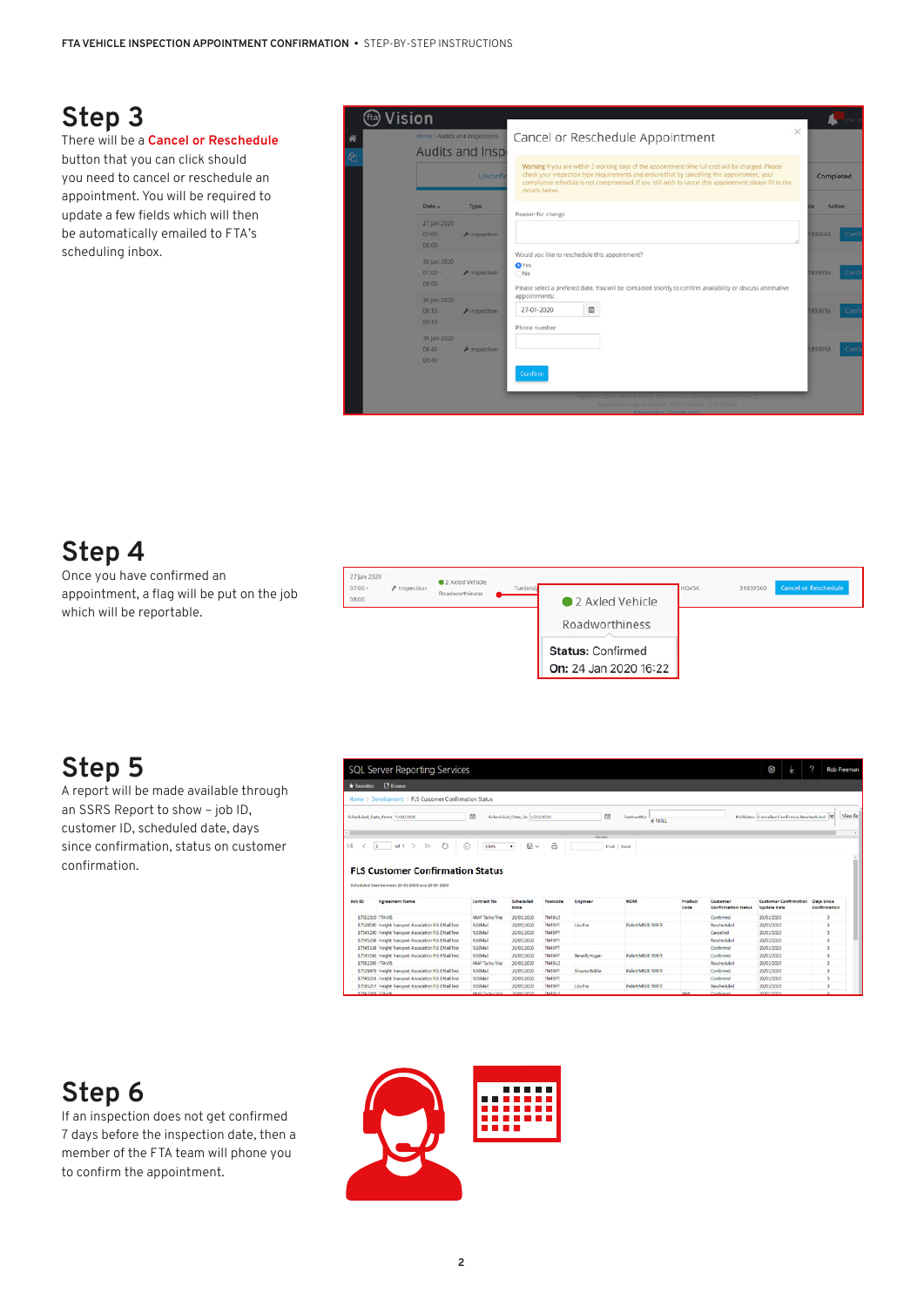## Step 3

There will be a **Cancel or Reschedule** button that you can click should you need to cancel or reschedule an appointment. You will be required to update a few fields which will then be automatically emailed to FTA's scheduling inbox.

## Step 4

Once you have confirmed an appointment, a flag will be put on the job which will be reportable.

## Step 5

A report will be made available through an SSRS Report to show – job ID, customer ID, scheduled date, days since confirmation, status on customer confirmation.

## Step 6

If an inspection does not get confirmed 7 days before the inspection date, then a member of the FTA team will phone you to confirm the appointment.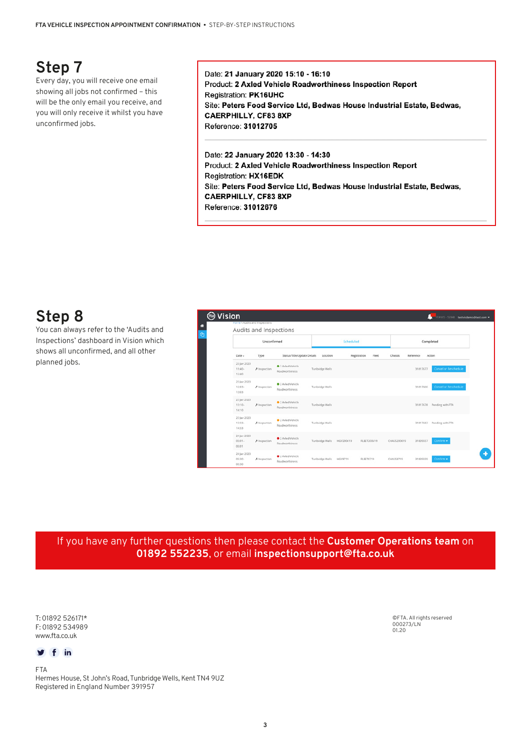## Step 7

Every day, you will receive one email showing all jobs not confirmed – this will be the only email you receive, and you will only receive it whilst you have unconfirmed jobs.

Date: **21 January 2020 15:10 - 16:10**
Product: **2 Axled Vehicle Roadworthiness Inspection Report**
Registration: **PK16UHC**
Site: **Peters Food Service Ltd, Bedwas House Industrial Estate, Bedwas, CAERPHILLY, CF83 8XP**
Reference: **31012705**

---

Date: **22 January 2020 13:30 - 14:30**
Product: **2 Axled Vehicle Roadworthiness Inspection Report**
Registration: **HX16EDK**
Site: **Peters Food Service Ltd, Bedwas House Industrial Estate, Bedwas, CAERPHILLY, CF83 8XP**
Reference: **31012676**

## Step 8

You can always refer to the 'Audits and Inspections' dashboard in Vision which shows all unconfirmed, and all other planned jobs.

If you have any further questions then please contact the **Customer Operations team** on **01892 552235**, or email **inspectionsupport@fta.co.uk**

T: 01892 526171*
F: 01892 534989
www.fta.co.uk

FTA
Hermes House, St John's Road, Tunbridge Wells, Kent TN4 9UZ
Registered in England Number 391957

©FTA. All rights reserved
000273/LN
01.20